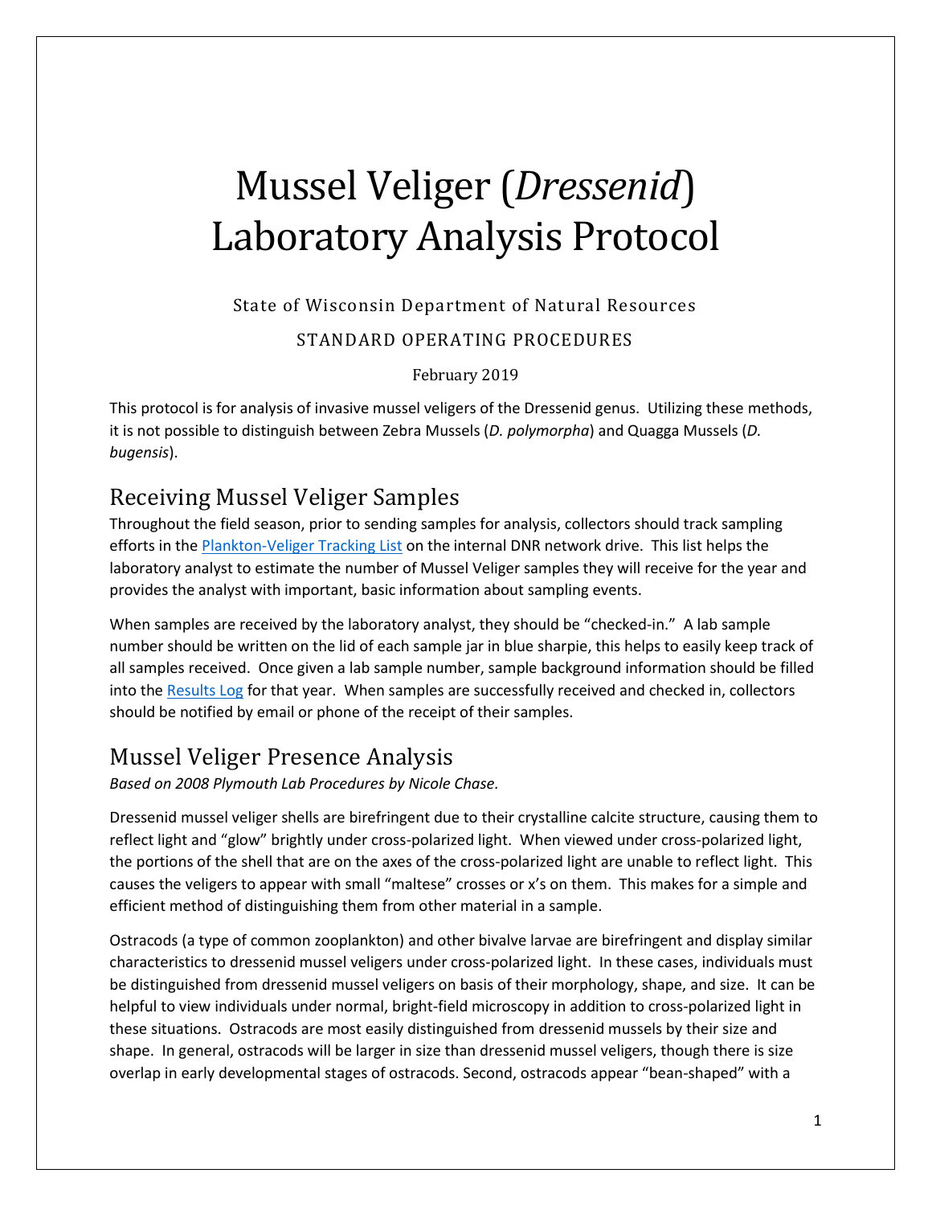# Mussel Veliger (*Dressenid*) Laboratory Analysis Protocol

State of Wisconsin Department of Natural Resources

STANDARD OPERATING PROCEDURES

February 2019

This protocol is for analysis of invasive mussel veligers of the Dressenid genus. Utilizing these methods, it is not possible to distinguish between Zebra Mussels (*D. polymorpha*) and Quagga Mussels (*D. bugensis*).

## Receiving Mussel Veliger Samples

Throughout the field season, prior to sending samples for analysis, collectors should track sampling efforts in the Plankton-Veliger Tracking List on the internal DNR network drive. This list helps the laboratory analyst to estimate the number of Mussel Veliger samples they will receive for the year and provides the analyst with important, basic information about sampling events.

When samples are received by the laboratory analyst, they should be "checked-in." A lab sample number should be written on the lid of each sample jar in blue sharpie, this helps to easily keep track of all samples received. Once given a lab sample number, sample background information should be filled into the Results Log for that year. When samples are successfully received and checked in, collectors should be notified by email or phone of the receipt of their samples.

## Mussel Veliger Presence Analysis

*Based on 2008 Plymouth Lab Procedures by Nicole Chase.*

Dressenid mussel veliger shells are birefringent due to their crystalline calcite structure, causing them to reflect light and "glow" brightly under cross-polarized light. When viewed under cross-polarized light, the portions of the shell that are on the axes of the cross-polarized light are unable to reflect light. This causes the veligers to appear with small "maltese" crosses or x's on them. This makes for a simple and efficient method of distinguishing them from other material in a sample.

Ostracods (a type of common zooplankton) and other bivalve larvae are birefringent and display similar characteristics to dressenid mussel veligers under cross-polarized light. In these cases, individuals must be distinguished from dressenid mussel veligers on basis of their morphology, shape, and size. It can be helpful to view individuals under normal, bright-field microscopy in addition to cross-polarized light in these situations. Ostracods are most easily distinguished from dressenid mussels by their size and shape. In general, ostracods will be larger in size than dressenid mussel veligers, though there is size overlap in early developmental stages of ostracods. Second, ostracods appear "bean-shaped" with a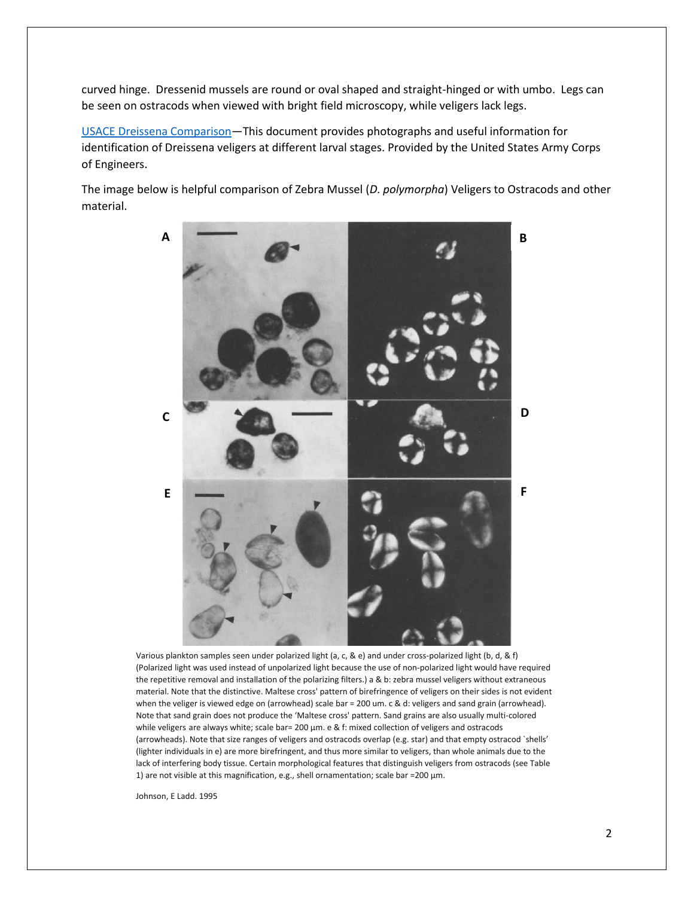curved hinge. Dressenid mussels are round or oval shaped and straight-hinged or with umbo. Legs can be seen on ostracods when viewed with bright field microscopy, while veligers lack legs.

[USACE Dreissena Comparison](#)—This document provides photographs and useful information for identification of Dreissena veligers at different larval stages. Provided by the United States Army Corps of Engineers.

The image below is helpful comparison of Zebra Mussel (*D. polymorpha*) Veligers to Ostracods and other material.

Various plankton samples seen under polarized light (a, c, & e) and under cross-polarized light (b, d, & f) (Polarized light was used instead of unpolarized light because the use of non-polarized light would have required the repetitive removal and installation of the polarizing filters.) a & b: zebra mussel veligers without extraneous material. Note that the distinctive. Maltese cross' pattern of birefringence of veligers on their sides is not evident when the veliger is viewed edge on (arrowhead) scale bar = 200 um. c & d: veligers and sand grain (arrowhead). Note that sand grain does not produce the 'Maltese cross' pattern. Sand grains are also usually multi-colored while veligers are always white; scale bar= 200 µm. e & f: mixed collection of veligers and ostracods (arrowheads). Note that size ranges of veligers and ostracods overlap (e.g. star) and that empty ostracod `shells' (lighter individuals in e) are more birefringent, and thus more similar to veligers, than whole animals due to the lack of interfering body tissue. Certain morphological features that distinguish veligers from ostracods (see Table 1) are not visible at this magnification, e.g., shell ornamentation; scale bar =200 µm.

Johnson, E Ladd. 1995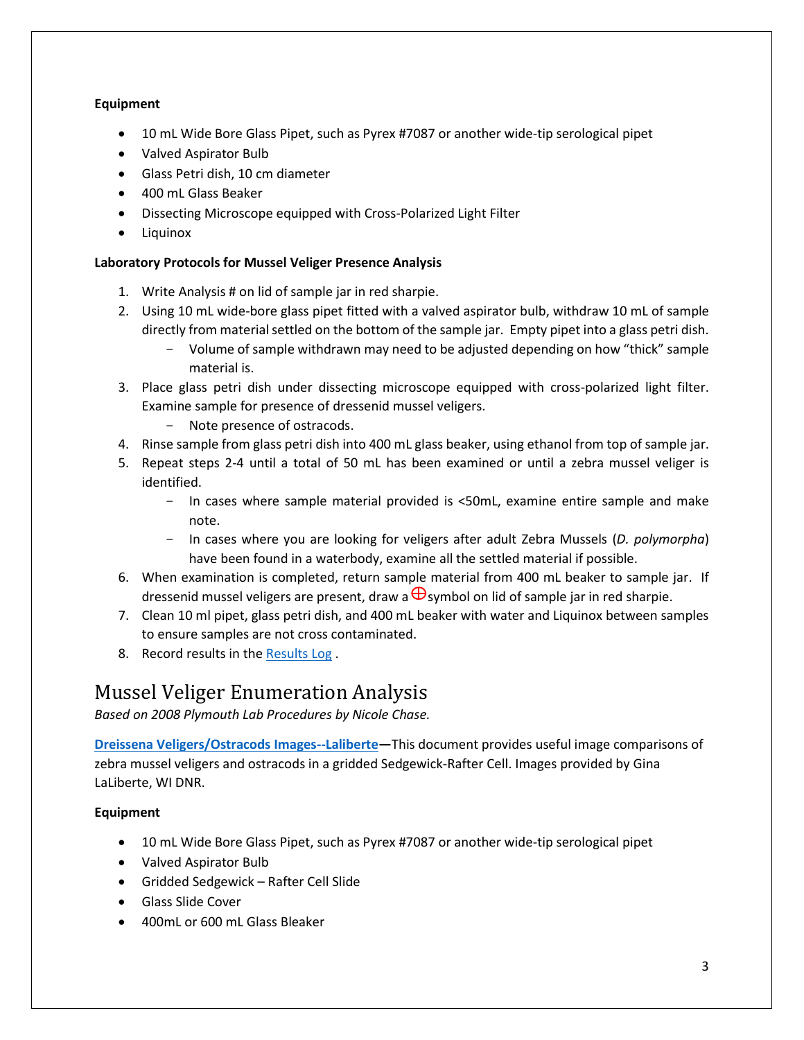**Equipment**

- 10 mL Wide Bore Glass Pipet, such as Pyrex #7087 or another wide-tip serological pipet
- Valved Aspirator Bulb
- Glass Petri dish, 10 cm diameter
- 400 mL Glass Beaker
- Dissecting Microscope equipped with Cross-Polarized Light Filter
- Liquinox

**Laboratory Protocols for Mussel Veliger Presence Analysis**

1. Write Analysis # on lid of sample jar in red sharpie.
2. Using 10 mL wide-bore glass pipet fitted with a valved aspirator bulb, withdraw 10 mL of sample directly from material settled on the bottom of the sample jar. Empty pipet into a glass petri dish.
   - Volume of sample withdrawn may need to be adjusted depending on how "thick" sample material is.
3. Place glass petri dish under dissecting microscope equipped with cross-polarized light filter. Examine sample for presence of dressenid mussel veligers.
   - Note presence of ostracods.
4. Rinse sample from glass petri dish into 400 mL glass beaker, using ethanol from top of sample jar.
5. Repeat steps 2-4 until a total of 50 mL has been examined or until a zebra mussel veliger is identified.
   - In cases where sample material provided is <50mL, examine entire sample and make note.
   - In cases where you are looking for veligers after adult Zebra Mussels (*D. polymorpha*) have been found in a waterbody, examine all the settled material if possible.
6. When examination is completed, return sample material from 400 mL beaker to sample jar. If dressenid mussel veligers are present, draw a ⊕ symbol on lid of sample jar in red sharpie.
7. Clean 10 ml pipet, glass petri dish, and 400 mL beaker with water and Liquinox between samples to ensure samples are not cross contaminated.
8. Record results in the [Results Log](#) .

# Mussel Veliger Enumeration Analysis

*Based on 2008 Plymouth Lab Procedures by Nicole Chase.*

**[Dreissena Veligers/Ostracods Images--Laliberte](#)**—This document provides useful image comparisons of zebra mussel veligers and ostracods in a gridded Sedgewick-Rafter Cell. Images provided by Gina LaLiberte, WI DNR.

**Equipment**

- 10 mL Wide Bore Glass Pipet, such as Pyrex #7087 or another wide-tip serological pipet
- Valved Aspirator Bulb
- Gridded Sedgewick – Rafter Cell Slide
- Glass Slide Cover
- 400mL or 600 mL Glass Bleaker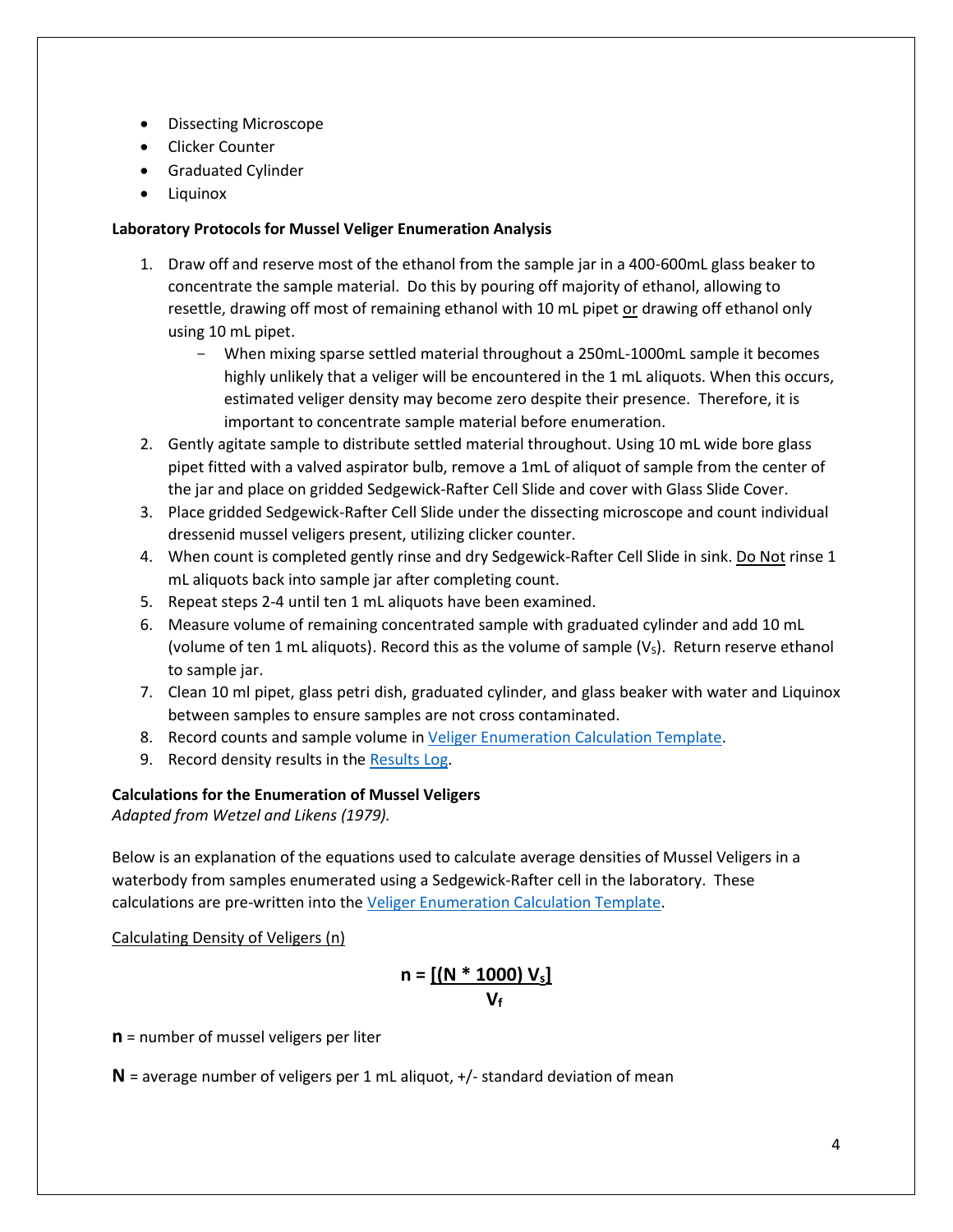- Dissecting Microscope
- Clicker Counter
- Graduated Cylinder
- Liquinox

**Laboratory Protocols for Mussel Veliger Enumeration Analysis**

1. Draw off and reserve most of the ethanol from the sample jar in a 400-600mL glass beaker to concentrate the sample material. Do this by pouring off majority of ethanol, allowing to resettle, drawing off most of remaining ethanol with 10 mL pipet <u>or</u> drawing off ethanol only using 10 mL pipet.
   - When mixing sparse settled material throughout a 250mL-1000mL sample it becomes highly unlikely that a veliger will be encountered in the 1 mL aliquots. When this occurs, estimated veliger density may become zero despite their presence. Therefore, it is important to concentrate sample material before enumeration.
2. Gently agitate sample to distribute settled material throughout. Using 10 mL wide bore glass pipet fitted with a valved aspirator bulb, remove a 1mL of aliquot of sample from the center of the jar and place on gridded Sedgewick-Rafter Cell Slide and cover with Glass Slide Cover.
3. Place gridded Sedgewick-Rafter Cell Slide under the dissecting microscope and count individual dressenid mussel veligers present, utilizing clicker counter.
4. When count is completed gently rinse and dry Sedgewick-Rafter Cell Slide in sink. <u>Do Not</u> rinse 1 mL aliquots back into sample jar after completing count.
5. Repeat steps 2-4 until ten 1 mL aliquots have been examined.
6. Measure volume of remaining concentrated sample with graduated cylinder and add 10 mL (volume of ten 1 mL aliquots). Record this as the volume of sample ($V_S$). Return reserve ethanol to sample jar.
7. Clean 10 ml pipet, glass petri dish, graduated cylinder, and glass beaker with water and Liquinox between samples to ensure samples are not cross contaminated.
8. Record counts and sample volume in Veliger Enumeration Calculation Template.
9. Record density results in the Results Log.

**Calculations for the Enumeration of Mussel Veligers**
*Adapted from Wetzel and Likens (1979).*

Below is an explanation of the equations used to calculate average densities of Mussel Veligers in a waterbody from samples enumerated using a Sedgewick-Rafter cell in the laboratory. These calculations are pre-written into the Veliger Enumeration Calculation Template.

<u>Calculating Density of Veligers (n)</u>

$$n = \frac{[(N * 1000)\ V_S]}{V_f}$$

**n** = number of mussel veligers per liter

**N** = average number of veligers per 1 mL aliquot, +/- standard deviation of mean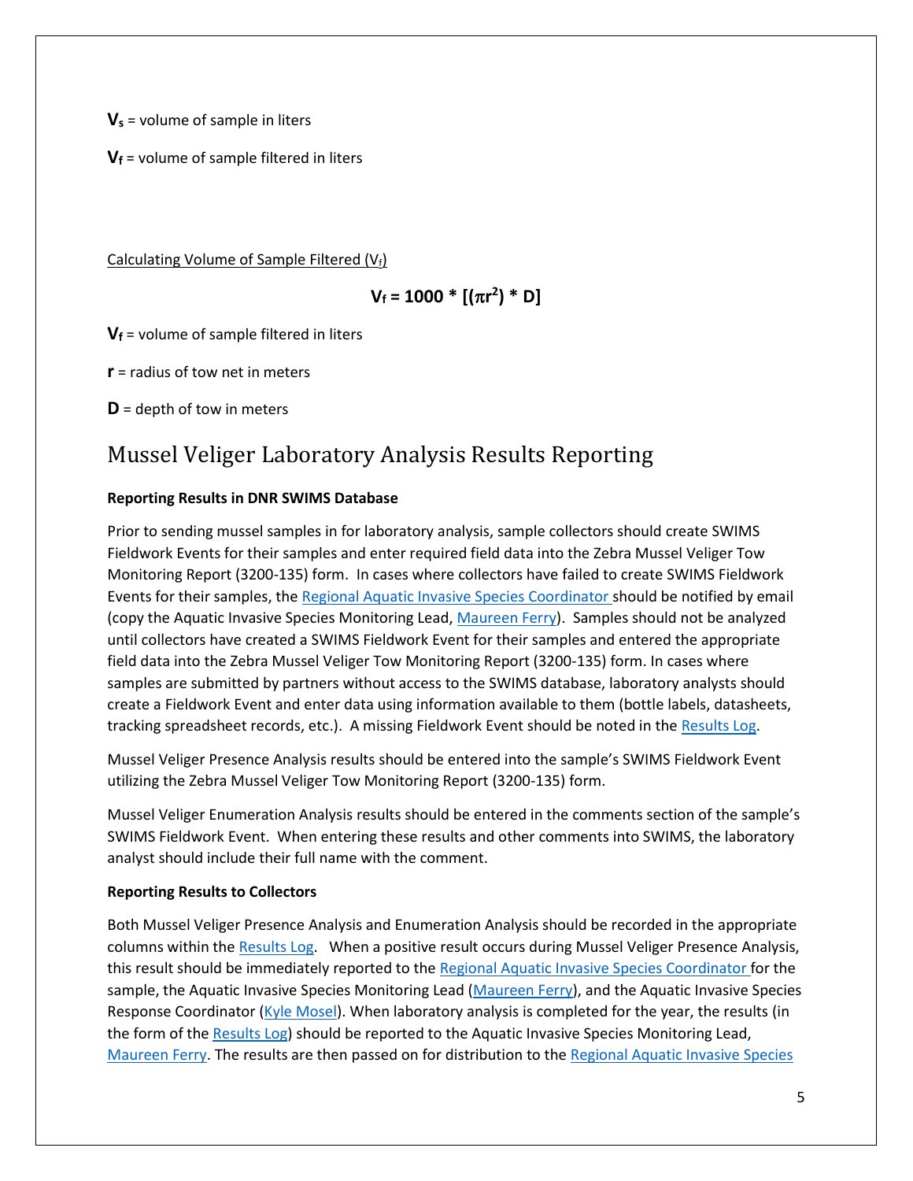$\mathbf{V_s}$ = volume of sample in liters

$\mathbf{V_f}$ = volume of sample filtered in liters

<u>Calculating Volume of Sample Filtered ($V_f$)</u>

$$\mathbf{V_f = 1000 * [(\pi r^2) * D]}$$

$\mathbf{V_f}$ = volume of sample filtered in liters

**r** = radius of tow net in meters

**D** = depth of tow in meters

## Mussel Veliger Laboratory Analysis Results Reporting

**Reporting Results in DNR SWIMS Database**

Prior to sending mussel samples in for laboratory analysis, sample collectors should create SWIMS Fieldwork Events for their samples and enter required field data into the Zebra Mussel Veliger Tow Monitoring Report (3200-135) form. In cases where collectors have failed to create SWIMS Fieldwork Events for their samples, the Regional Aquatic Invasive Species Coordinator should be notified by email (copy the Aquatic Invasive Species Monitoring Lead, Maureen Ferry). Samples should not be analyzed until collectors have created a SWIMS Fieldwork Event for their samples and entered the appropriate field data into the Zebra Mussel Veliger Tow Monitoring Report (3200-135) form. In cases where samples are submitted by partners without access to the SWIMS database, laboratory analysts should create a Fieldwork Event and enter data using information available to them (bottle labels, datasheets, tracking spreadsheet records, etc.). A missing Fieldwork Event should be noted in the Results Log.

Mussel Veliger Presence Analysis results should be entered into the sample's SWIMS Fieldwork Event utilizing the Zebra Mussel Veliger Tow Monitoring Report (3200-135) form.

Mussel Veliger Enumeration Analysis results should be entered in the comments section of the sample's SWIMS Fieldwork Event. When entering these results and other comments into SWIMS, the laboratory analyst should include their full name with the comment.

**Reporting Results to Collectors**

Both Mussel Veliger Presence Analysis and Enumeration Analysis should be recorded in the appropriate columns within the Results Log. When a positive result occurs during Mussel Veliger Presence Analysis, this result should be immediately reported to the Regional Aquatic Invasive Species Coordinator for the sample, the Aquatic Invasive Species Monitoring Lead (Maureen Ferry), and the Aquatic Invasive Species Response Coordinator (Kyle Mosel). When laboratory analysis is completed for the year, the results (in the form of the Results Log) should be reported to the Aquatic Invasive Species Monitoring Lead, Maureen Ferry. The results are then passed on for distribution to the Regional Aquatic Invasive Species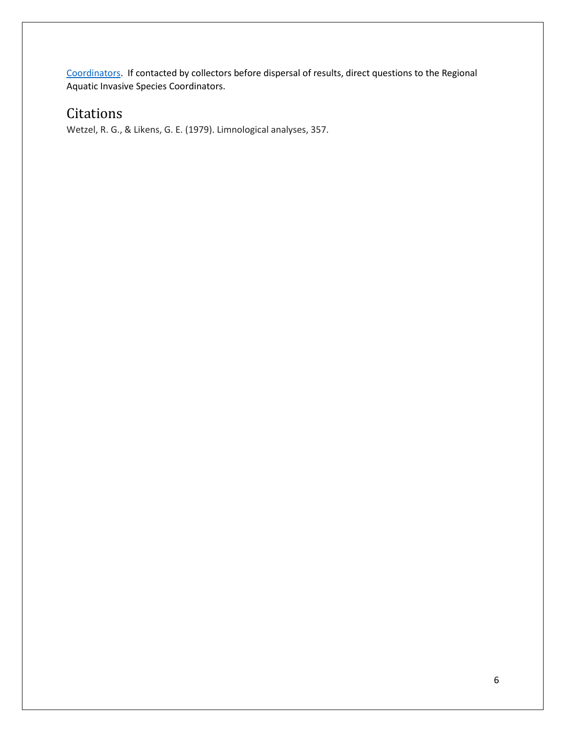[Coordinators](). If contacted by collectors before dispersal of results, direct questions to the Regional Aquatic Invasive Species Coordinators.

## Citations

Wetzel, R. G., & Likens, G. E. (1979). Limnological analyses, 357.